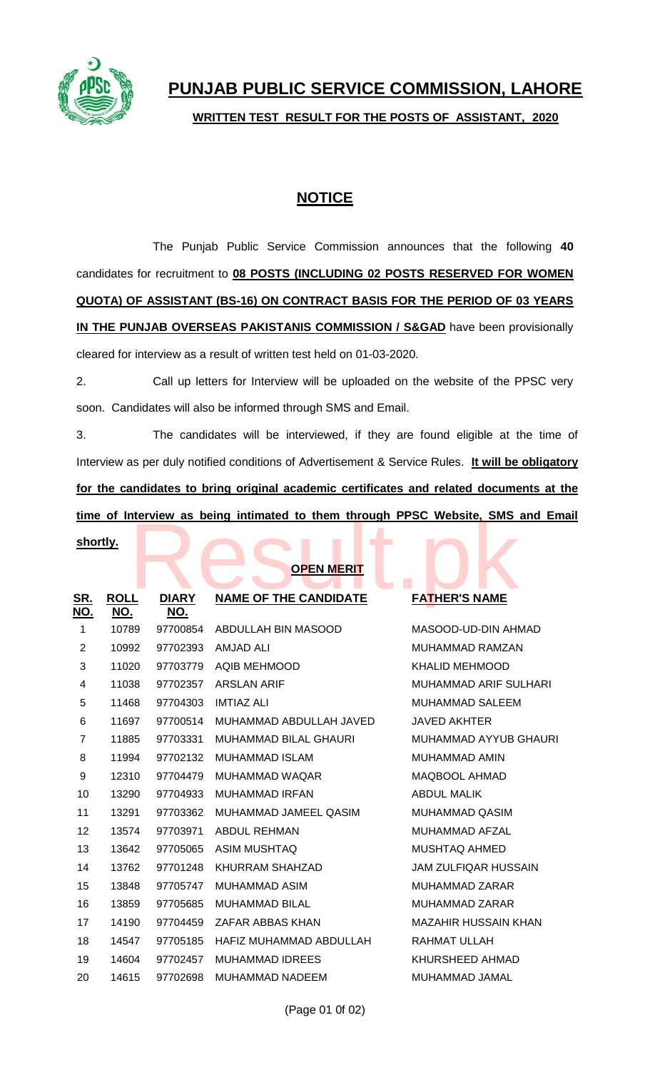# PUNJAB PUBLIC SERVICE COMMISSION, LAHORE

**WRITTEN TEST RESULT FOR THE POSTS OF ASSISTANT, 2020**

## NOTICE

The Punjab Public Service Commission announces that the following **40** candidates for recruitment to **08 POSTS (INCLUDING 02 POSTS RESERVED FOR WOMEN QUOTA) OF ASSISTANT (BS-16) ON CONTRACT BASIS FOR THE PERIOD OF 03 YEARS IN THE PUNJAB OVERSEAS PAKISTANIS COMMISSION / S&GAD** have been provisionally cleared for interview as a result of written test held on 01-03-2020.

2. Call up letters for Interview will be uploaded on the website of the PPSC very soon. Candidates will also be informed through SMS and Email.

3. The candidates will be interviewed, if they are found eligible at the time of Interview as per duly notified conditions of Advertisement & Service Rules. **It will be obligatory for the candidates to bring original academic certificates and related documents at the time of Interview as being intimated to them through PPSC Website, SMS and Email shortly.**

**OPEN MERIT**

| SR. NO. | ROLL NO. | DIARY NO. | NAME OF THE CANDIDATE | FATHER'S NAME |
|---|---|---|---|---|
| 1 | 10789 | 97700854 | ABDULLAH BIN MASOOD | MASOOD-UD-DIN AHMAD |
| 2 | 10992 | 97702393 | AMJAD ALI | MUHAMMAD RAMZAN |
| 3 | 11020 | 97703779 | AQIB MEHMOOD | KHALID MEHMOOD |
| 4 | 11038 | 97702357 | ARSLAN ARIF | MUHAMMAD ARIF SULHARI |
| 5 | 11468 | 97704303 | IMTIAZ ALI | MUHAMMAD SALEEM |
| 6 | 11697 | 97700514 | MUHAMMAD ABDULLAH JAVED | JAVED AKHTER |
| 7 | 11885 | 97703331 | MUHAMMAD BILAL GHAURI | MUHAMMAD AYYUB GHAURI |
| 8 | 11994 | 97702132 | MUHAMMAD ISLAM | MUHAMMAD AMIN |
| 9 | 12310 | 97704479 | MUHAMMAD WAQAR | MAQBOOL AHMAD |
| 10 | 13290 | 97704933 | MUHAMMAD IRFAN | ABDUL MALIK |
| 11 | 13291 | 97703362 | MUHAMMAD JAMEEL QASIM | MUHAMMAD QASIM |
| 12 | 13574 | 97703971 | ABDUL REHMAN | MUHAMMAD AFZAL |
| 13 | 13642 | 97705065 | ASIM MUSHTAQ | MUSHTAQ AHMED |
| 14 | 13762 | 97701248 | KHURRAM SHAHZAD | JAM ZULFIQAR HUSSAIN |
| 15 | 13848 | 97705747 | MUHAMMAD ASIM | MUHAMMAD ZARAR |
| 16 | 13859 | 97705685 | MUHAMMAD BILAL | MUHAMMAD ZARAR |
| 17 | 14190 | 97704459 | ZAFAR ABBAS KHAN | MAZAHIR HUSSAIN KHAN |
| 18 | 14547 | 97705185 | HAFIZ MUHAMMAD ABDULLAH | RAHMAT ULLAH |
| 19 | 14604 | 97702457 | MUHAMMAD IDREES | KHURSHEED AHMAD |
| 20 | 14615 | 97702698 | MUHAMMAD NADEEM | MUHAMMAD JAMAL |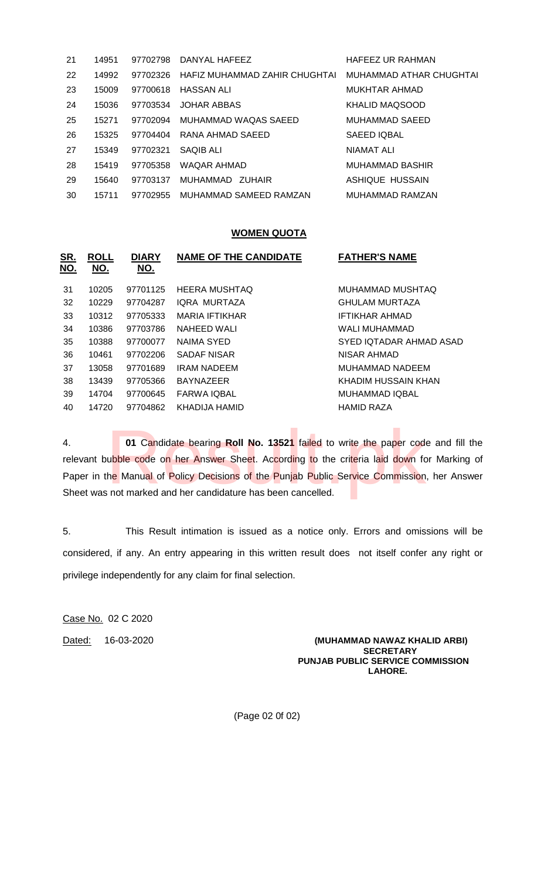| | | | | |
|---|---|---|---|---|
| 21 | 14951 | 97702798 | DANYAL HAFEEZ | HAFEEZ UR RAHMAN |
| 22 | 14992 | 97702326 | HAFIZ MUHAMMAD ZAHIR CHUGHTAI | MUHAMMAD ATHAR CHUGHTAI |
| 23 | 15009 | 97700618 | HASSAN ALI | MUKHTAR AHMAD |
| 24 | 15036 | 97703534 | JOHAR ABBAS | KHALID MAQSOOD |
| 25 | 15271 | 97702094 | MUHAMMAD WAQAS SAEED | MUHAMMAD SAEED |
| 26 | 15325 | 97704404 | RANA AHMAD SAEED | SAEED IQBAL |
| 27 | 15349 | 97702321 | SAQIB ALI | NIAMAT ALI |
| 28 | 15419 | 97705358 | WAQAR AHMAD | MUHAMMAD BASHIR |
| 29 | 15640 | 97703137 | MUHAMMAD ZUHAIR | ASHIQUE HUSSAIN |
| 30 | 15711 | 97702955 | MUHAMMAD SAMEED RAMZAN | MUHAMMAD RAMZAN |

## WOMEN QUOTA

| SR. NO. | ROLL NO. | DIARY NO. | NAME OF THE CANDIDATE | FATHER'S NAME |
|---|---|---|---|---|
| 31 | 10205 | 97701125 | HEERA MUSHTAQ | MUHAMMAD MUSHTAQ |
| 32 | 10229 | 97704287 | IQRA MURTAZA | GHULAM MURTAZA |
| 33 | 10312 | 97705333 | MARIA IFTIKHAR | IFTIKHAR AHMAD |
| 34 | 10386 | 97703786 | NAHEED WALI | WALI MUHAMMAD |
| 35 | 10388 | 97700077 | NAIMA SYED | SYED IQTADAR AHMAD ASAD |
| 36 | 10461 | 97702206 | SADAF NISAR | NISAR AHMAD |
| 37 | 13058 | 97701689 | IRAM NADEEM | MUHAMMAD NADEEM |
| 38 | 13439 | 97705366 | BAYNAZEER | KHADIM HUSSAIN KHAN |
| 39 | 14704 | 97700645 | FARWA IQBAL | MUHAMMAD IQBAL |
| 40 | 14720 | 97704862 | KHADIJA HAMID | HAMID RAZA |

4. **01** Candidate bearing **Roll No. 13521** failed to write the paper code and fill the relevant bubble code on her Answer Sheet. According to the criteria laid down for Marking of Paper in the Manual of Policy Decisions of the Punjab Public Service Commission, her Answer Sheet was not marked and her candidature has been cancelled.

5. This Result intimation is issued as a notice only. Errors and omissions will be considered, if any. An entry appearing in this written result does not itself confer any right or privilege independently for any claim for final selection.

Case No. 02 C 2020

Dated: 16-03-2020

**(MUHAMMAD NAWAZ KHALID ARBI)**
**SECRETARY**
**PUNJAB PUBLIC SERVICE COMMISSION**
**LAHORE.**